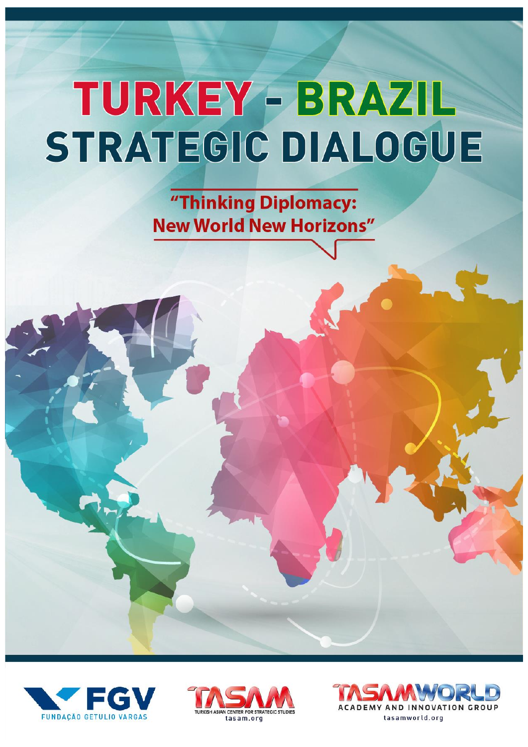# TURKEY - BRAZIL STRATEGIC DIALOGUE

## "Thinking Diplomacy: New World New Horizons"

FGV
FUNDAÇÃO GETULIO VARGAS

TASAM
TURKISH ASIAN CENTER FOR STRATEGIC STUDIES
tasam.org

TASAMWORLD
ACADEMY AND INNOVATION GROUP
tasamworld.org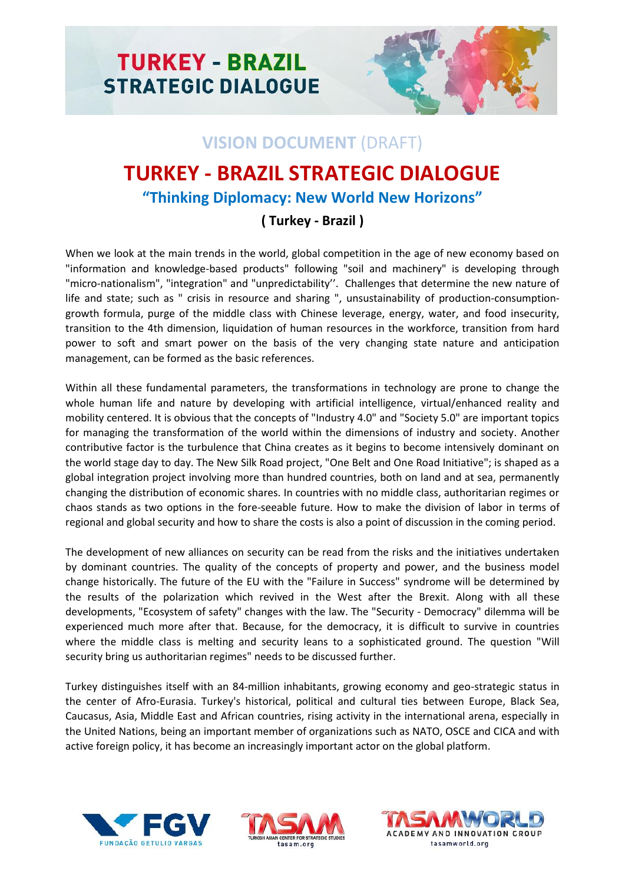## VISION DOCUMENT (DRAFT)

# TURKEY - BRAZIL STRATEGIC DIALOGUE

### "Thinking Diplomacy: New World New Horizons"

**( Turkey - Brazil )**

When we look at the main trends in the world, global competition in the age of new economy based on "information and knowledge-based products" following "soil and machinery" is developing through "micro-nationalism", "integration" and "unpredictability''. Challenges that determine the new nature of life and state; such as " crisis in resource and sharing ", unsustainability of production-consumption-growth formula, purge of the middle class with Chinese leverage, energy, water, and food insecurity, transition to the 4th dimension, liquidation of human resources in the workforce, transition from hard power to soft and smart power on the basis of the very changing state nature and anticipation management, can be formed as the basic references.

Within all these fundamental parameters, the transformations in technology are prone to change the whole human life and nature by developing with artificial intelligence, virtual/enhanced reality and mobility centered. It is obvious that the concepts of "Industry 4.0" and "Society 5.0" are important topics for managing the transformation of the world within the dimensions of industry and society. Another contributive factor is the turbulence that China creates as it begins to become intensively dominant on the world stage day to day. The New Silk Road project, "One Belt and One Road Initiative"; is shaped as a global integration project involving more than hundred countries, both on land and at sea, permanently changing the distribution of economic shares. In countries with no middle class, authoritarian regimes or chaos stands as two options in the fore-seeable future. How to make the division of labor in terms of regional and global security and how to share the costs is also a point of discussion in the coming period.

The development of new alliances on security can be read from the risks and the initiatives undertaken by dominant countries. The quality of the concepts of property and power, and the business model change historically. The future of the EU with the "Failure in Success" syndrome will be determined by the results of the polarization which revived in the West after the Brexit. Along with all these developments, "Ecosystem of safety" changes with the law. The "Security - Democracy" dilemma will be experienced much more after that. Because, for the democracy, it is difficult to survive in countries where the middle class is melting and security leans to a sophisticated ground. The question "Will security bring us authoritarian regimes" needs to be discussed further.

Turkey distinguishes itself with an 84-million inhabitants, growing economy and geo-strategic status in the center of Afro-Eurasia. Turkey's historical, political and cultural ties between Europe, Black Sea, Caucasus, Asia, Middle East and African countries, rising activity in the international arena, especially in the United Nations, being an important member of organizations such as NATO, OSCE and CICA and with active foreign policy, it has become an increasingly important actor on the global platform.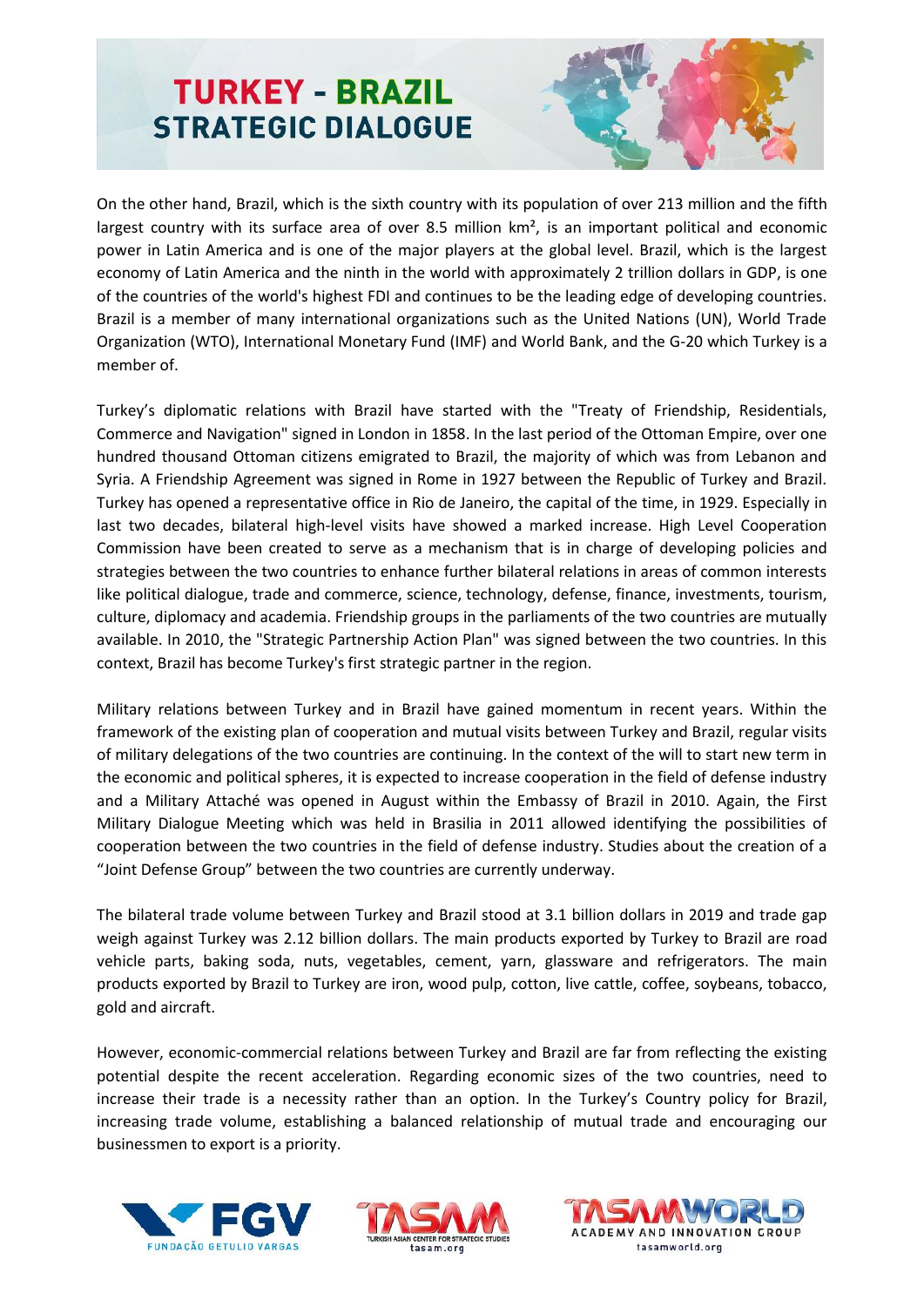On the other hand, Brazil, which is the sixth country with its population of over 213 million and the fifth largest country with its surface area of over 8.5 million km², is an important political and economic power in Latin America and is one of the major players at the global level. Brazil, which is the largest economy of Latin America and the ninth in the world with approximately 2 trillion dollars in GDP, is one of the countries of the world's highest FDI and continues to be the leading edge of developing countries. Brazil is a member of many international organizations such as the United Nations (UN), World Trade Organization (WTO), International Monetary Fund (IMF) and World Bank, and the G-20 which Turkey is a member of.

Turkey's diplomatic relations with Brazil have started with the "Treaty of Friendship, Residentials, Commerce and Navigation" signed in London in 1858. In the last period of the Ottoman Empire, over one hundred thousand Ottoman citizens emigrated to Brazil, the majority of which was from Lebanon and Syria. A Friendship Agreement was signed in Rome in 1927 between the Republic of Turkey and Brazil. Turkey has opened a representative office in Rio de Janeiro, the capital of the time, in 1929. Especially in last two decades, bilateral high-level visits have showed a marked increase. High Level Cooperation Commission have been created to serve as a mechanism that is in charge of developing policies and strategies between the two countries to enhance further bilateral relations in areas of common interests like political dialogue, trade and commerce, science, technology, defense, finance, investments, tourism, culture, diplomacy and academia. Friendship groups in the parliaments of the two countries are mutually available. In 2010, the "Strategic Partnership Action Plan" was signed between the two countries. In this context, Brazil has become Turkey's first strategic partner in the region.

Military relations between Turkey and in Brazil have gained momentum in recent years. Within the framework of the existing plan of cooperation and mutual visits between Turkey and Brazil, regular visits of military delegations of the two countries are continuing. In the context of the will to start new term in the economic and political spheres, it is expected to increase cooperation in the field of defense industry and a Military Attaché was opened in August within the Embassy of Brazil in 2010. Again, the First Military Dialogue Meeting which was held in Brasilia in 2011 allowed identifying the possibilities of cooperation between the two countries in the field of defense industry. Studies about the creation of a "Joint Defense Group" between the two countries are currently underway.

The bilateral trade volume between Turkey and Brazil stood at 3.1 billion dollars in 2019 and trade gap weigh against Turkey was 2.12 billion dollars. The main products exported by Turkey to Brazil are road vehicle parts, baking soda, nuts, vegetables, cement, yarn, glassware and refrigerators. The main products exported by Brazil to Turkey are iron, wood pulp, cotton, live cattle, coffee, soybeans, tobacco, gold and aircraft.

However, economic-commercial relations between Turkey and Brazil are far from reflecting the existing potential despite the recent acceleration. Regarding economic sizes of the two countries, need to increase their trade is a necessity rather than an option. In the Turkey's Country policy for Brazil, increasing trade volume, establishing a balanced relationship of mutual trade and encouraging our businessmen to export is a priority.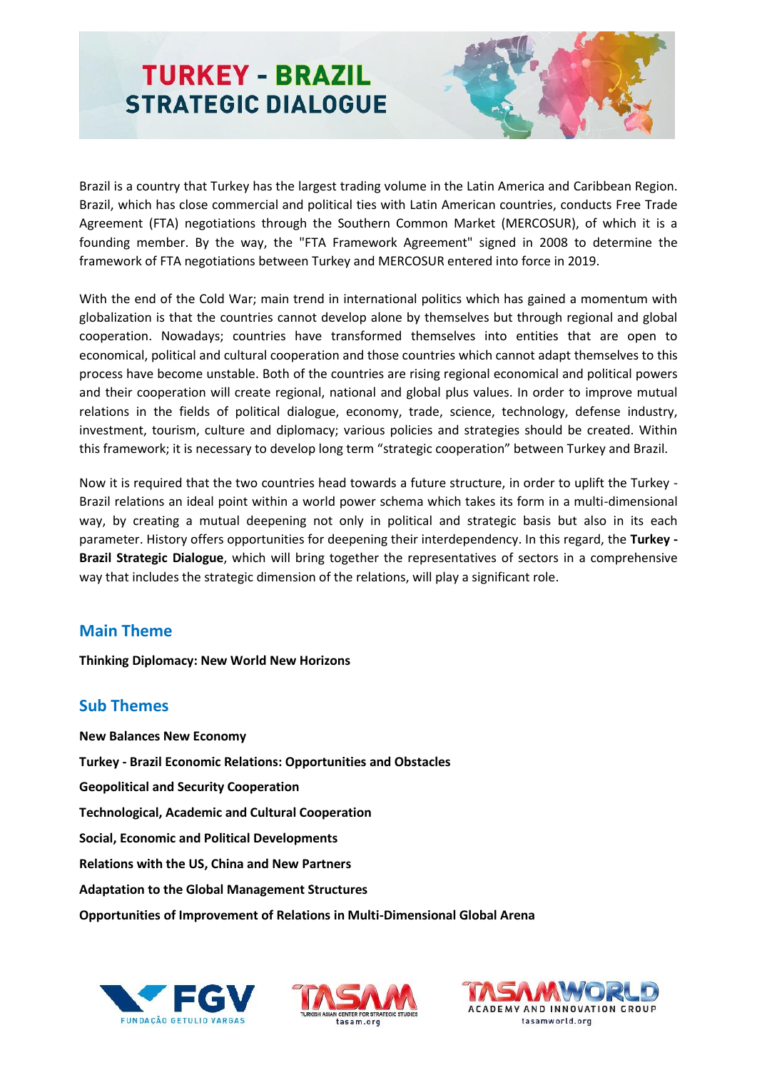# TURKEY - BRAZIL STRATEGIC DIALOGUE

Brazil is a country that Turkey has the largest trading volume in the Latin America and Caribbean Region. Brazil, which has close commercial and political ties with Latin American countries, conducts Free Trade Agreement (FTA) negotiations through the Southern Common Market (MERCOSUR), of which it is a founding member. By the way, the "FTA Framework Agreement" signed in 2008 to determine the framework of FTA negotiations between Turkey and MERCOSUR entered into force in 2019.

With the end of the Cold War; main trend in international politics which has gained a momentum with globalization is that the countries cannot develop alone by themselves but through regional and global cooperation. Nowadays; countries have transformed themselves into entities that are open to economical, political and cultural cooperation and those countries which cannot adapt themselves to this process have become unstable. Both of the countries are rising regional economical and political powers and their cooperation will create regional, national and global plus values. In order to improve mutual relations in the fields of political dialogue, economy, trade, science, technology, defense industry, investment, tourism, culture and diplomacy; various policies and strategies should be created. Within this framework; it is necessary to develop long term "strategic cooperation" between Turkey and Brazil.

Now it is required that the two countries head towards a future structure, in order to uplift the Turkey - Brazil relations an ideal point within a world power schema which takes its form in a multi-dimensional way, by creating a mutual deepening not only in political and strategic basis but also in its each parameter. History offers opportunities for deepening their interdependency. In this regard, the **Turkey - Brazil Strategic Dialogue**, which will bring together the representatives of sectors in a comprehensive way that includes the strategic dimension of the relations, will play a significant role.

## Main Theme

**Thinking Diplomacy: New World New Horizons**

## Sub Themes

**New Balances New Economy**

**Turkey - Brazil Economic Relations: Opportunities and Obstacles**

**Geopolitical and Security Cooperation**

**Technological, Academic and Cultural Cooperation**

**Social, Economic and Political Developments**

**Relations with the US, China and New Partners**

**Adaptation to the Global Management Structures**

**Opportunities of Improvement of Relations in Multi-Dimensional Global Arena**

FGV FUNDAÇÃO GETULIO VARGAS

TASAM TURKISH ASIAN CENTER FOR STRATEGIC STUDIES tasam.org

TASAMWORLD ACADEMY AND INNOVATION GROUP tasamworld.org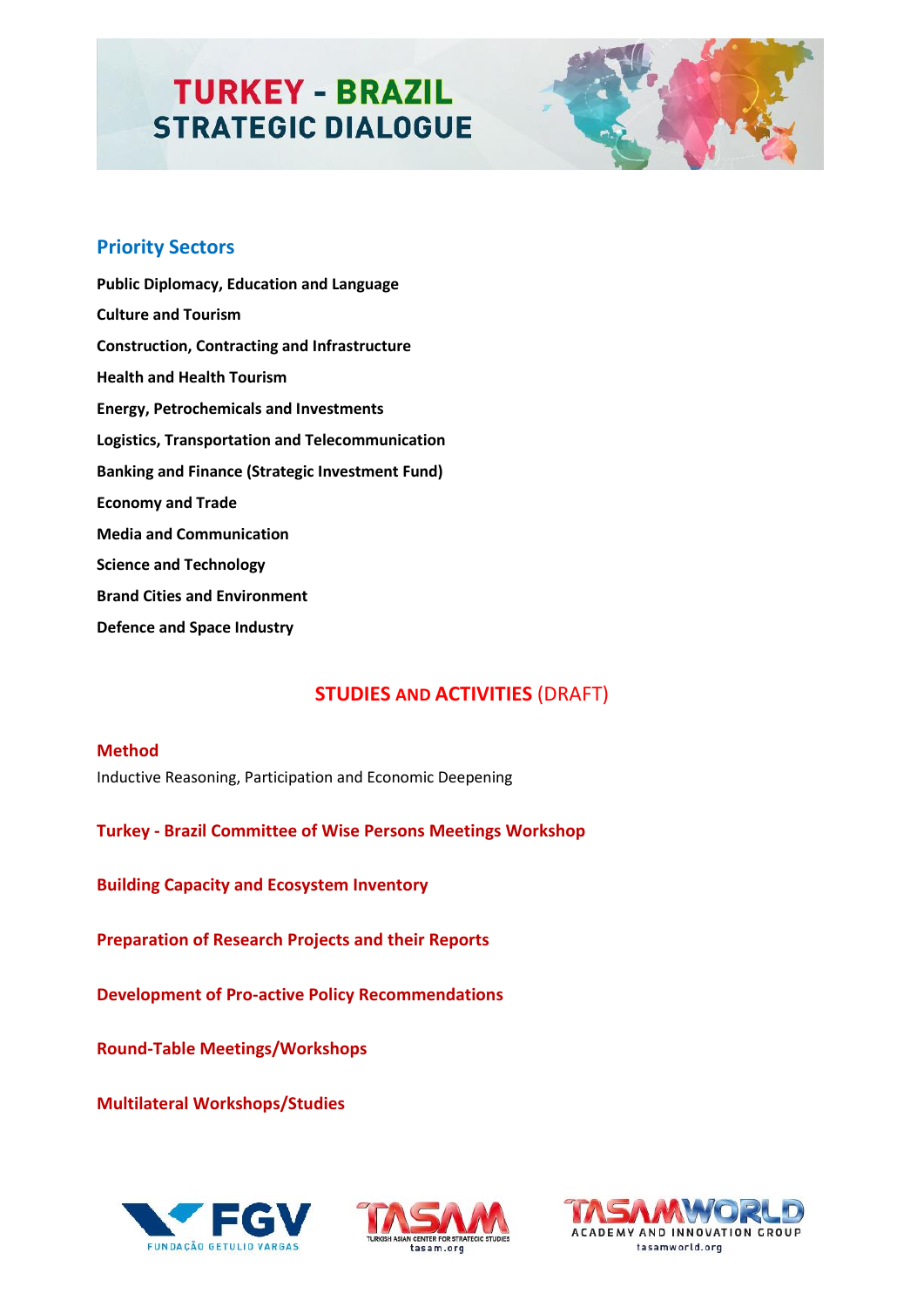# TURKEY - BRAZIL STRATEGIC DIALOGUE

## Priority Sectors

**Public Diplomacy, Education and Language**

**Culture and Tourism**

**Construction, Contracting and Infrastructure**

**Health and Health Tourism**

**Energy, Petrochemicals and Investments**

**Logistics, Transportation and Telecommunication**

**Banking and Finance (Strategic Investment Fund)**

**Economy and Trade**

**Media and Communication**

**Science and Technology**

**Brand Cities and Environment**

**Defence and Space Industry**

## STUDIES AND ACTIVITIES (DRAFT)

### Method

Inductive Reasoning, Participation and Economic Deepening

### Turkey - Brazil Committee of Wise Persons Meetings Workshop

### Building Capacity and Ecosystem Inventory

### Preparation of Research Projects and their Reports

### Development of Pro-active Policy Recommendations

### Round-Table Meetings/Workshops

### Multilateral Workshops/Studies

FGV FUNDAÇÃO GETULIO VARGAS — TASAM TURKISH ASIAN CENTER FOR STRATEGIC STUDIES tasam.org — TASAMWORLD ACADEMY AND INNOVATION GROUP tasamworld.org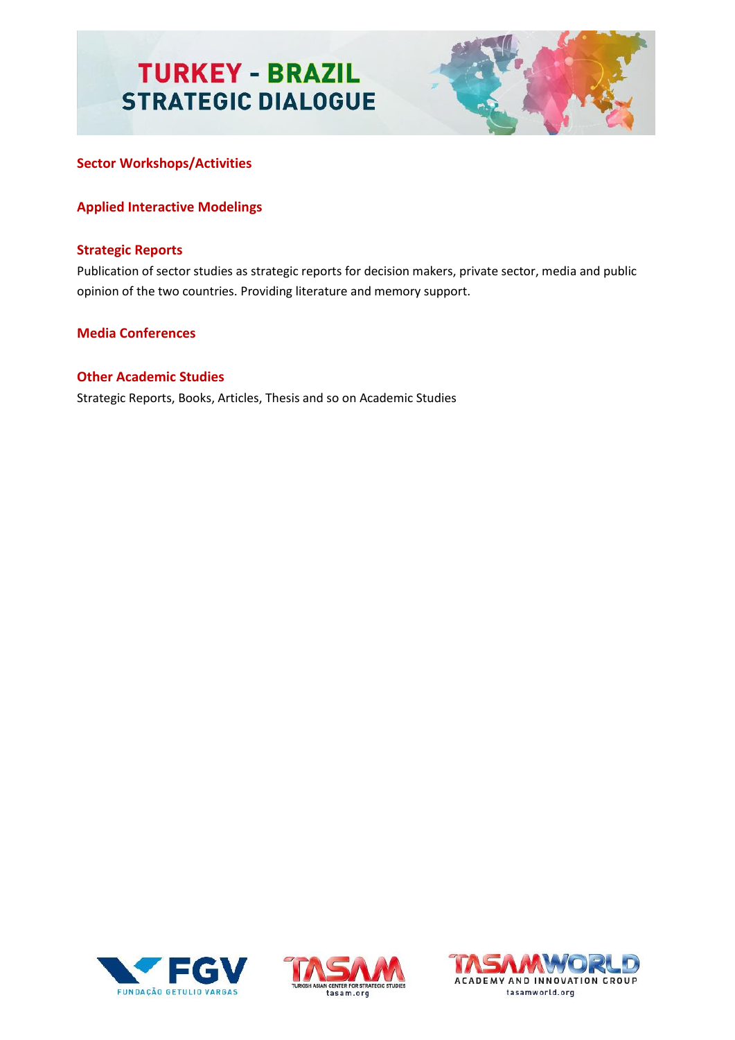### Sector Workshops/Activities

### Applied Interactive Modelings

### Strategic Reports

Publication of sector studies as strategic reports for decision makers, private sector, media and public opinion of the two countries. Providing literature and memory support.

### Media Conferences

### Other Academic Studies

Strategic Reports, Books, Articles, Thesis and so on Academic Studies